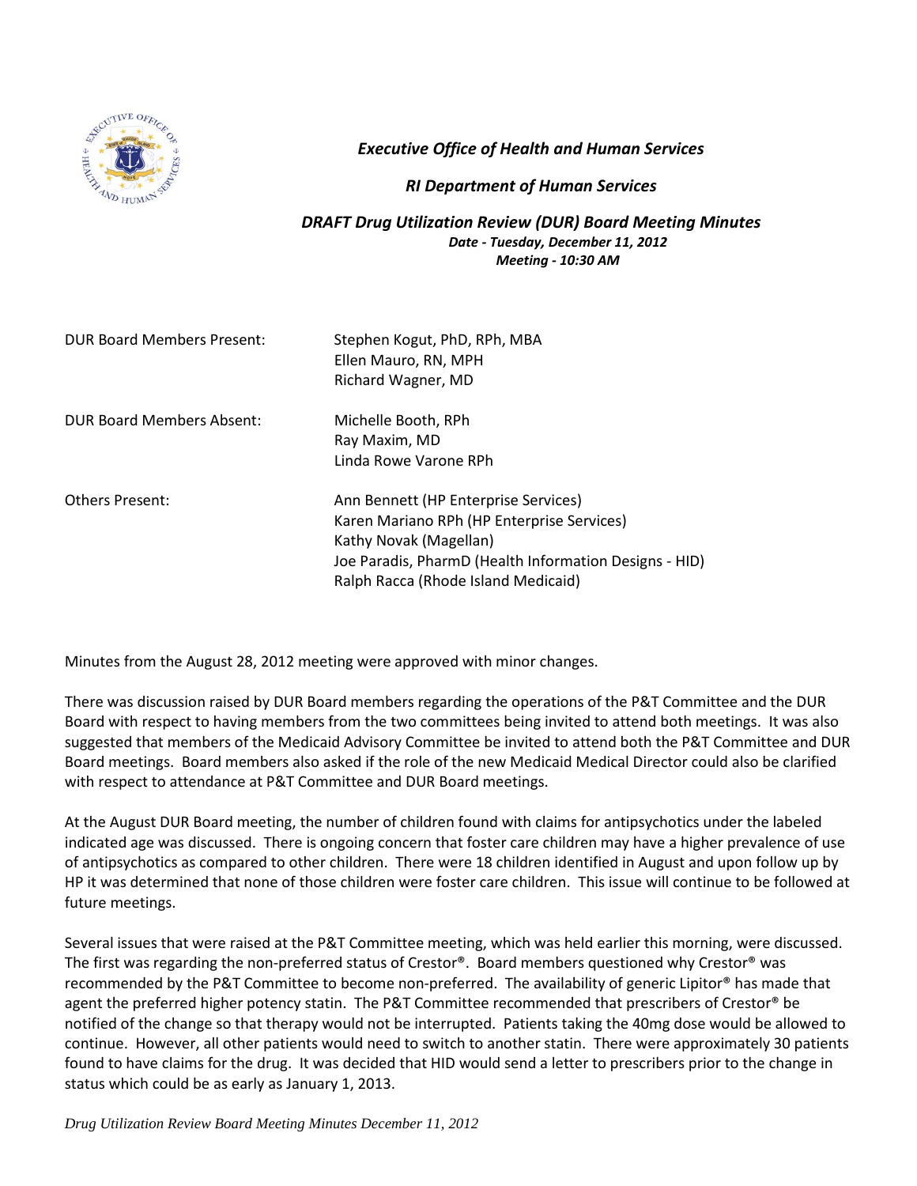***Executive Office of Health and Human Services***

***RI Department of Human Services***

# ***DRAFT Drug Utilization Review (DUR) Board Meeting Minutes***

***Date - Tuesday, December 11, 2012***
***Meeting - 10:30 AM***

| | |
|---|---|
| DUR Board Members Present: | Stephen Kogut, PhD, RPh, MBA<br>Ellen Mauro, RN, MPH<br>Richard Wagner, MD |
| DUR Board Members Absent: | Michelle Booth, RPh<br>Ray Maxim, MD<br>Linda Rowe Varone RPh |
| Others Present: | Ann Bennett (HP Enterprise Services)<br>Karen Mariano RPh (HP Enterprise Services)<br>Kathy Novak (Magellan)<br>Joe Paradis, PharmD (Health Information Designs - HID)<br>Ralph Racca (Rhode Island Medicaid) |

Minutes from the August 28, 2012 meeting were approved with minor changes.

There was discussion raised by DUR Board members regarding the operations of the P&T Committee and the DUR Board with respect to having members from the two committees being invited to attend both meetings. It was also suggested that members of the Medicaid Advisory Committee be invited to attend both the P&T Committee and DUR Board meetings. Board members also asked if the role of the new Medicaid Medical Director could also be clarified with respect to attendance at P&T Committee and DUR Board meetings.

At the August DUR Board meeting, the number of children found with claims for antipsychotics under the labeled indicated age was discussed. There is ongoing concern that foster care children may have a higher prevalence of use of antipsychotics as compared to other children. There were 18 children identified in August and upon follow up by HP it was determined that none of those children were foster care children. This issue will continue to be followed at future meetings.

Several issues that were raised at the P&T Committee meeting, which was held earlier this morning, were discussed. The first was regarding the non-preferred status of Crestor®. Board members questioned why Crestor® was recommended by the P&T Committee to become non-preferred. The availability of generic Lipitor® has made that agent the preferred higher potency statin. The P&T Committee recommended that prescribers of Crestor® be notified of the change so that therapy would not be interrupted. Patients taking the 40mg dose would be allowed to continue. However, all other patients would need to switch to another statin. There were approximately 30 patients found to have claims for the drug. It was decided that HID would send a letter to prescribers prior to the change in status which could be as early as January 1, 2013.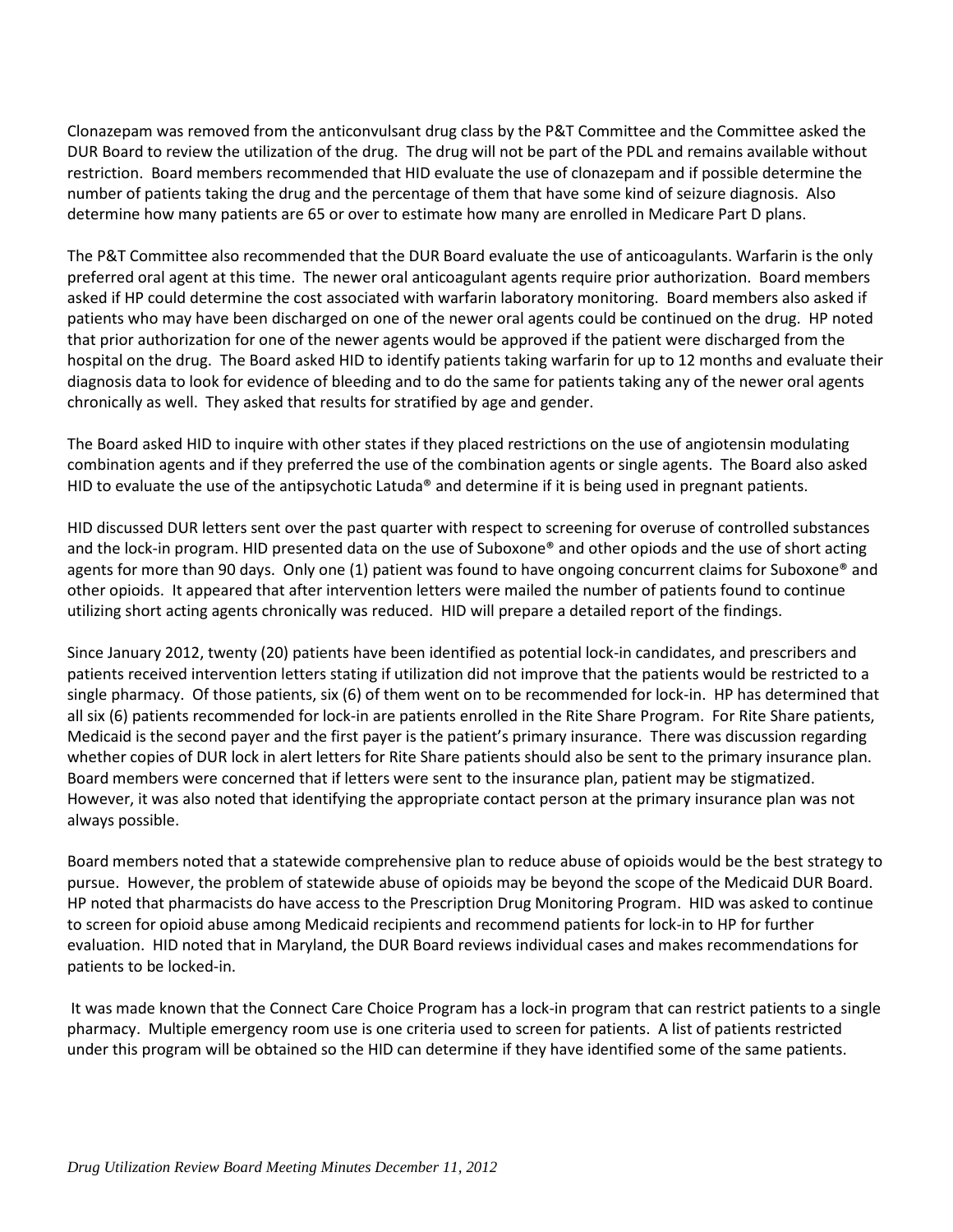Clonazepam was removed from the anticonvulsant drug class by the P&T Committee and the Committee asked the DUR Board to review the utilization of the drug. The drug will not be part of the PDL and remains available without restriction. Board members recommended that HID evaluate the use of clonazepam and if possible determine the number of patients taking the drug and the percentage of them that have some kind of seizure diagnosis. Also determine how many patients are 65 or over to estimate how many are enrolled in Medicare Part D plans.

The P&T Committee also recommended that the DUR Board evaluate the use of anticoagulants. Warfarin is the only preferred oral agent at this time. The newer oral anticoagulant agents require prior authorization. Board members asked if HP could determine the cost associated with warfarin laboratory monitoring. Board members also asked if patients who may have been discharged on one of the newer oral agents could be continued on the drug. HP noted that prior authorization for one of the newer agents would be approved if the patient were discharged from the hospital on the drug. The Board asked HID to identify patients taking warfarin for up to 12 months and evaluate their diagnosis data to look for evidence of bleeding and to do the same for patients taking any of the newer oral agents chronically as well. They asked that results for stratified by age and gender.

The Board asked HID to inquire with other states if they placed restrictions on the use of angiotensin modulating combination agents and if they preferred the use of the combination agents or single agents. The Board also asked HID to evaluate the use of the antipsychotic Latuda® and determine if it is being used in pregnant patients.

HID discussed DUR letters sent over the past quarter with respect to screening for overuse of controlled substances and the lock-in program. HID presented data on the use of Suboxone® and other opiods and the use of short acting agents for more than 90 days. Only one (1) patient was found to have ongoing concurrent claims for Suboxone® and other opioids. It appeared that after intervention letters were mailed the number of patients found to continue utilizing short acting agents chronically was reduced. HID will prepare a detailed report of the findings.

Since January 2012, twenty (20) patients have been identified as potential lock-in candidates, and prescribers and patients received intervention letters stating if utilization did not improve that the patients would be restricted to a single pharmacy. Of those patients, six (6) of them went on to be recommended for lock-in. HP has determined that all six (6) patients recommended for lock-in are patients enrolled in the Rite Share Program. For Rite Share patients, Medicaid is the second payer and the first payer is the patient's primary insurance. There was discussion regarding whether copies of DUR lock in alert letters for Rite Share patients should also be sent to the primary insurance plan. Board members were concerned that if letters were sent to the insurance plan, patient may be stigmatized. However, it was also noted that identifying the appropriate contact person at the primary insurance plan was not always possible.

Board members noted that a statewide comprehensive plan to reduce abuse of opioids would be the best strategy to pursue. However, the problem of statewide abuse of opioids may be beyond the scope of the Medicaid DUR Board. HP noted that pharmacists do have access to the Prescription Drug Monitoring Program. HID was asked to continue to screen for opioid abuse among Medicaid recipients and recommend patients for lock-in to HP for further evaluation. HID noted that in Maryland, the DUR Board reviews individual cases and makes recommendations for patients to be locked-in.

It was made known that the Connect Care Choice Program has a lock-in program that can restrict patients to a single pharmacy. Multiple emergency room use is one criteria used to screen for patients. A list of patients restricted under this program will be obtained so the HID can determine if they have identified some of the same patients.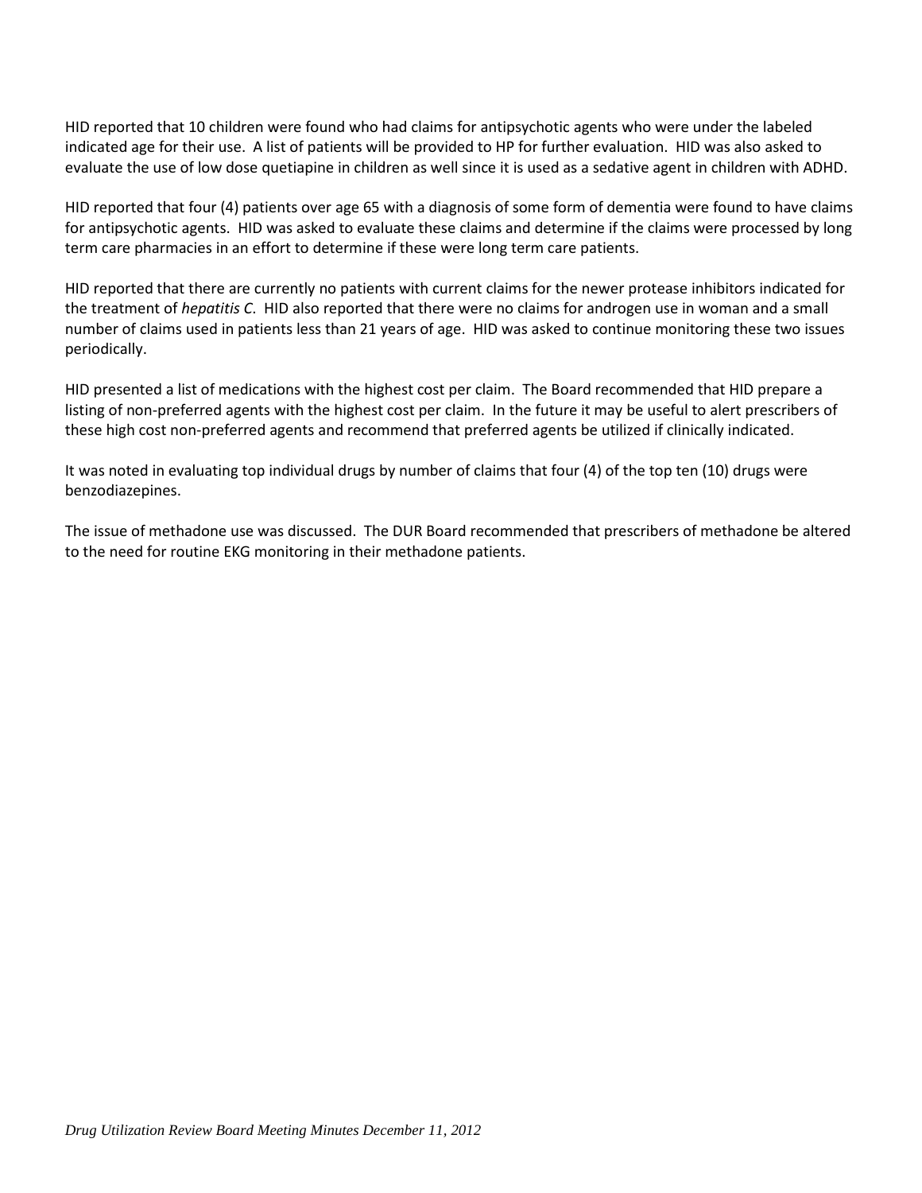HID reported that 10 children were found who had claims for antipsychotic agents who were under the labeled indicated age for their use. A list of patients will be provided to HP for further evaluation. HID was also asked to evaluate the use of low dose quetiapine in children as well since it is used as a sedative agent in children with ADHD.

HID reported that four (4) patients over age 65 with a diagnosis of some form of dementia were found to have claims for antipsychotic agents. HID was asked to evaluate these claims and determine if the claims were processed by long term care pharmacies in an effort to determine if these were long term care patients.

HID reported that there are currently no patients with current claims for the newer protease inhibitors indicated for the treatment of *hepatitis C*. HID also reported that there were no claims for androgen use in woman and a small number of claims used in patients less than 21 years of age. HID was asked to continue monitoring these two issues periodically.

HID presented a list of medications with the highest cost per claim. The Board recommended that HID prepare a listing of non-preferred agents with the highest cost per claim. In the future it may be useful to alert prescribers of these high cost non-preferred agents and recommend that preferred agents be utilized if clinically indicated.

It was noted in evaluating top individual drugs by number of claims that four (4) of the top ten (10) drugs were benzodiazepines.

The issue of methadone use was discussed. The DUR Board recommended that prescribers of methadone be altered to the need for routine EKG monitoring in their methadone patients.